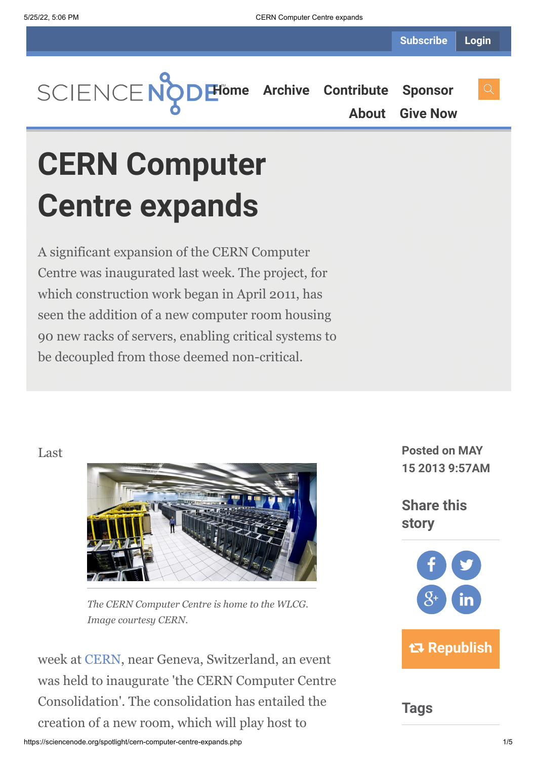# CERN Computer Centre expands

A significant expansion of the CERN Computer Centre was inaugurated last week. The project, for which construction work began in April 2011, has seen the addition of a new computer room housing 90 new racks of servers, enabling critical systems to be decoupled from those deemed non-critical.

Posted on MAY 15 2013 9:57AM

Last week at CERN, near Geneva, Switzerland, an event was held to inaugurate 'the CERN Computer Centre Consolidation'. The consolidation has entailed the creation of a new room, which will play host to

*The CERN Computer Centre is home to the WLCG. Image courtesy CERN.*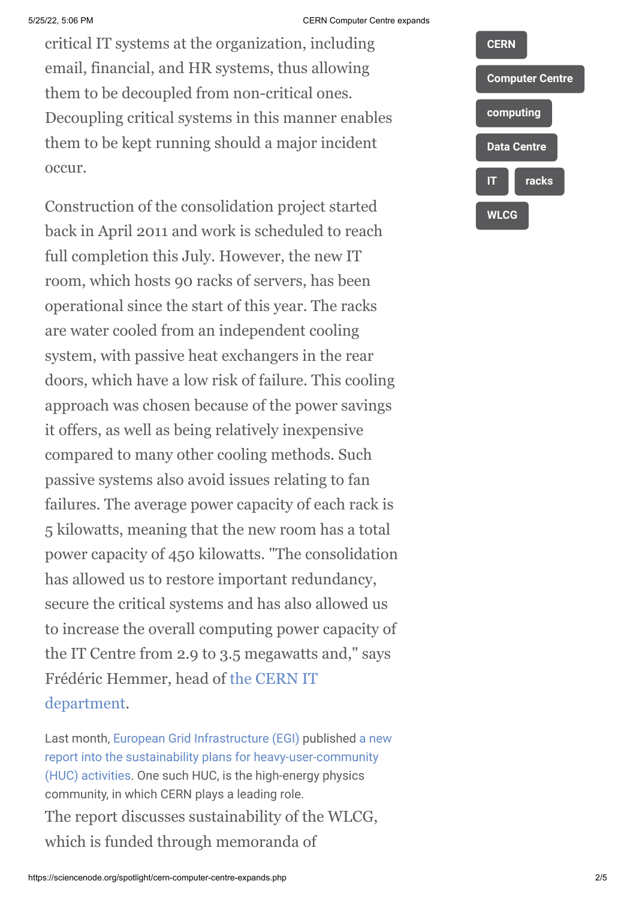critical IT systems at the organization, including email, financial, and HR systems, thus allowing them to be decoupled from non-critical ones. Decoupling critical systems in this manner enables them to be kept running should a major incident occur.

Construction of the consolidation project started back in April 2011 and work is scheduled to reach full completion this July. However, the new IT room, which hosts 90 racks of servers, has been operational since the start of this year. The racks are water cooled from an independent cooling system, with passive heat exchangers in the rear doors, which have a low risk of failure. This cooling approach was chosen because of the power savings it offers, as well as being relatively inexpensive compared to many other cooling methods. Such passive systems also avoid issues relating to fan failures. The average power capacity of each rack is 5 kilowatts, meaning that the new room has a total power capacity of 450 kilowatts. "The consolidation has allowed us to restore important redundancy, secure the critical systems and has also allowed us to increase the overall computing power capacity of the IT Centre from 2.9 to 3.5 megawatts and," says Frédéric Hemmer, head of the CERN IT department.

Last month, European Grid Infrastructure (EGI) published a new report into the sustainability plans for heavy-user-community (HUC) activities. One such HUC, is the high-energy physics community, in which CERN plays a leading role.

The report discusses sustainability of the WLCG, which is funded through memoranda of

CERN

Computer Centre

computing

Data Centre

IT

racks

WLCG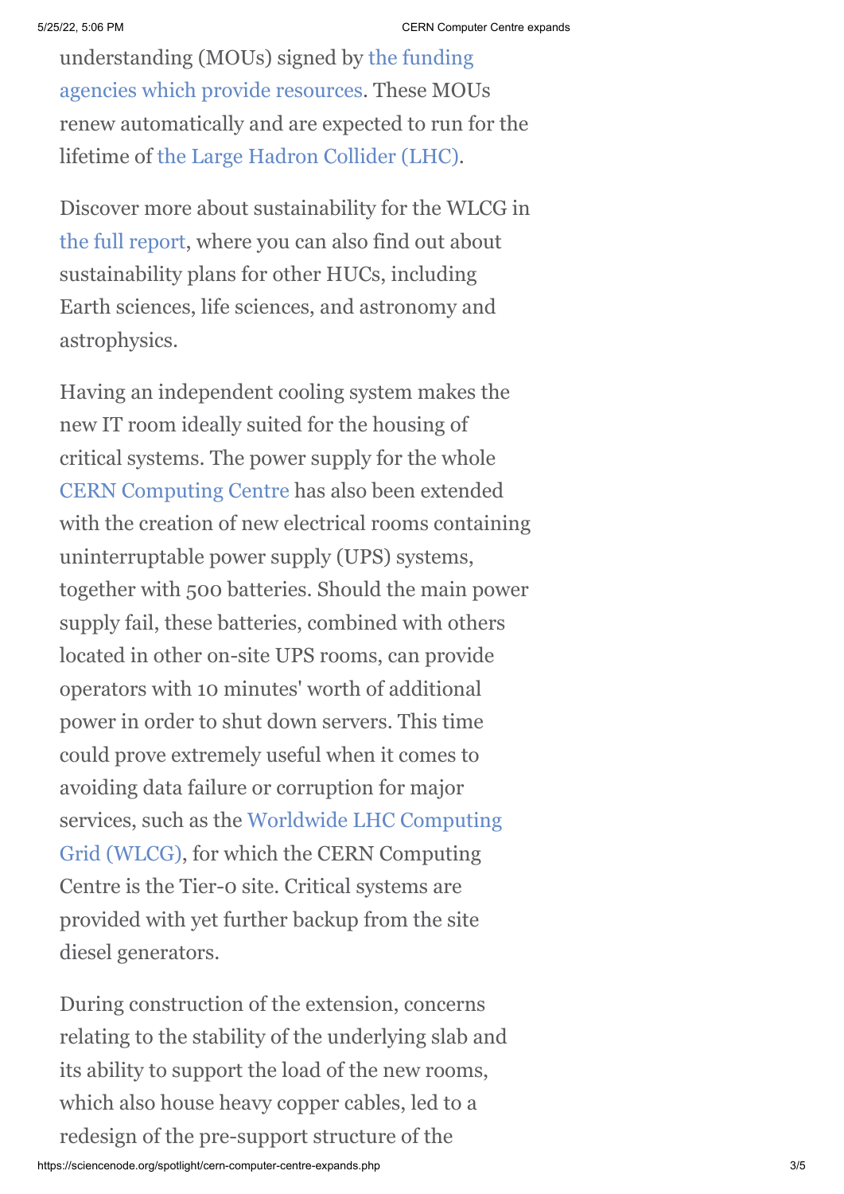understanding (MOUs) signed by the funding agencies which provide resources. These MOUs renew automatically and are expected to run for the lifetime of the Large Hadron Collider (LHC).

Discover more about sustainability for the WLCG in the full report, where you can also find out about sustainability plans for other HUCs, including Earth sciences, life sciences, and astronomy and astrophysics.

Having an independent cooling system makes the new IT room ideally suited for the housing of critical systems. The power supply for the whole CERN Computing Centre has also been extended with the creation of new electrical rooms containing uninterruptable power supply (UPS) systems, together with 500 batteries. Should the main power supply fail, these batteries, combined with others located in other on-site UPS rooms, can provide operators with 10 minutes' worth of additional power in order to shut down servers. This time could prove extremely useful when it comes to avoiding data failure or corruption for major services, such as the Worldwide LHC Computing Grid (WLCG), for which the CERN Computing Centre is the Tier-0 site. Critical systems are provided with yet further backup from the site diesel generators.

During construction of the extension, concerns relating to the stability of the underlying slab and its ability to support the load of the new rooms, which also house heavy copper cables, led to a redesign of the pre-support structure of the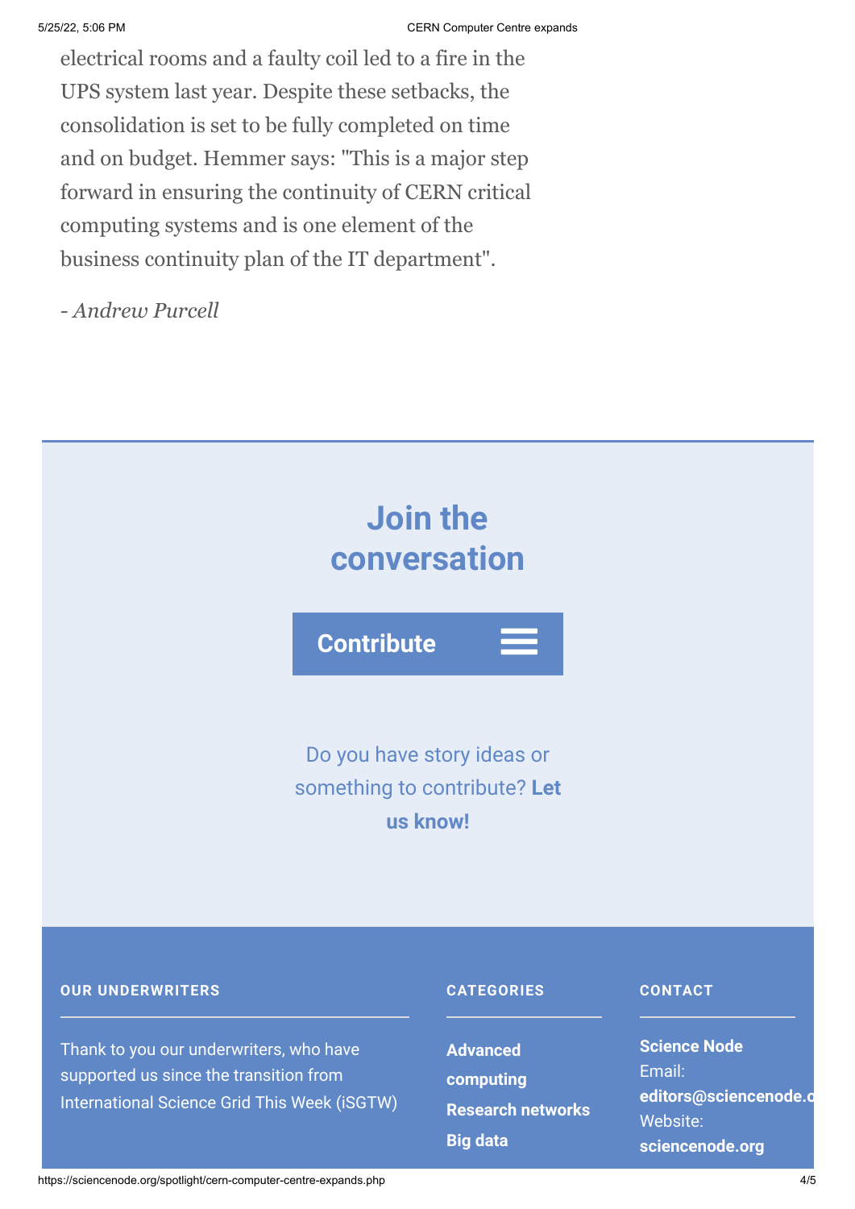electrical rooms and a faulty coil led to a fire in the UPS system last year. Despite these setbacks, the consolidation is set to be fully completed on time and on budget. Hemmer says: "This is a major step forward in ensuring the continuity of CERN critical computing systems and is one element of the business continuity plan of the IT department".

- *Andrew Purcell*

## Join the conversation

**Contribute**

Do you have story ideas or something to contribute? **Let us know!**

**OUR UNDERWRITERS**

Thank to you our underwriters, who have supported us since the transition from International Science Grid This Week (iSGTW)

**CATEGORIES**

**Advanced computing**

**Research networks**

**Big data**

**CONTACT**

**Science Node**

Email: **editors@sciencenode.o**

Website: **sciencenode.org**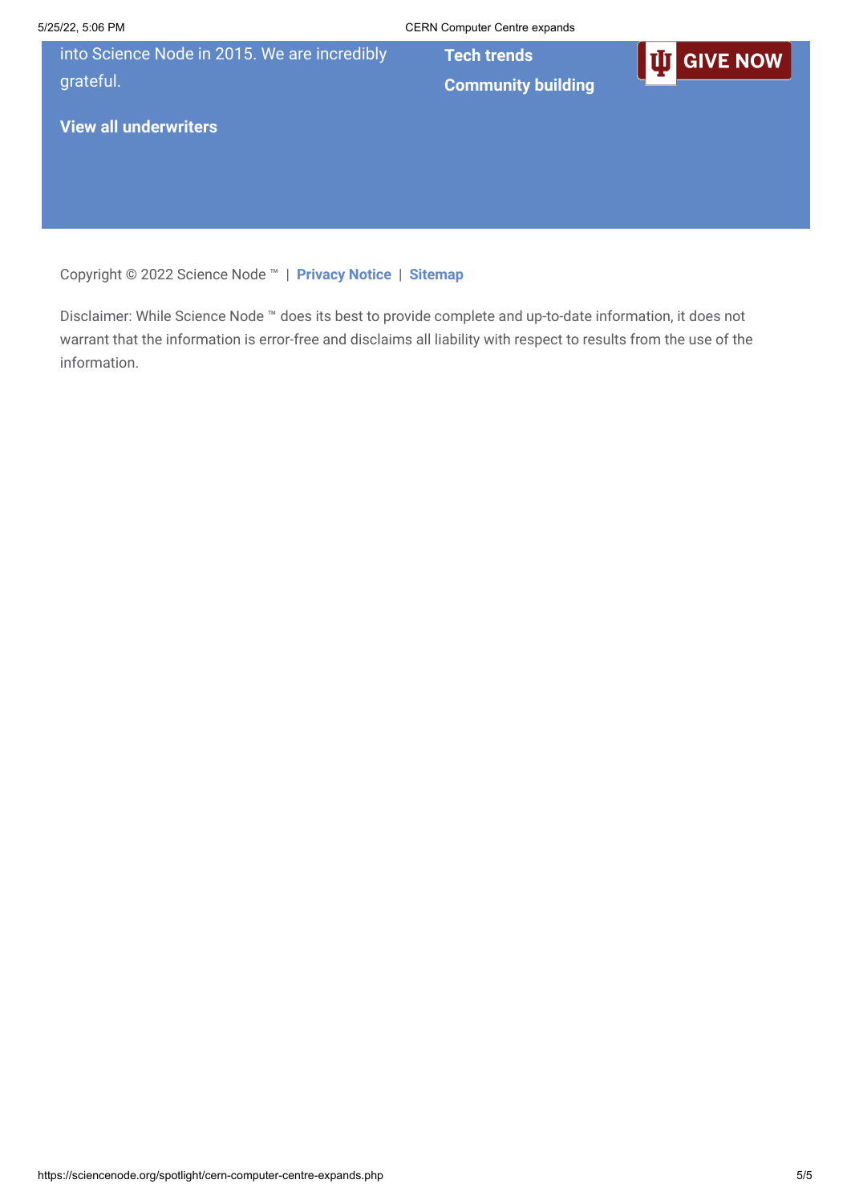into Science Node in 2015. We are incredibly grateful.

**View all underwriters**

**Tech trends**

**Community building**

**GIVE NOW**

Copyright © 2022 Science Node ™ | **Privacy Notice** | **Sitemap**

Disclaimer: While Science Node ™ does its best to provide complete and up-to-date information, it does not warrant that the information is error-free and disclaims all liability with respect to results from the use of the information.